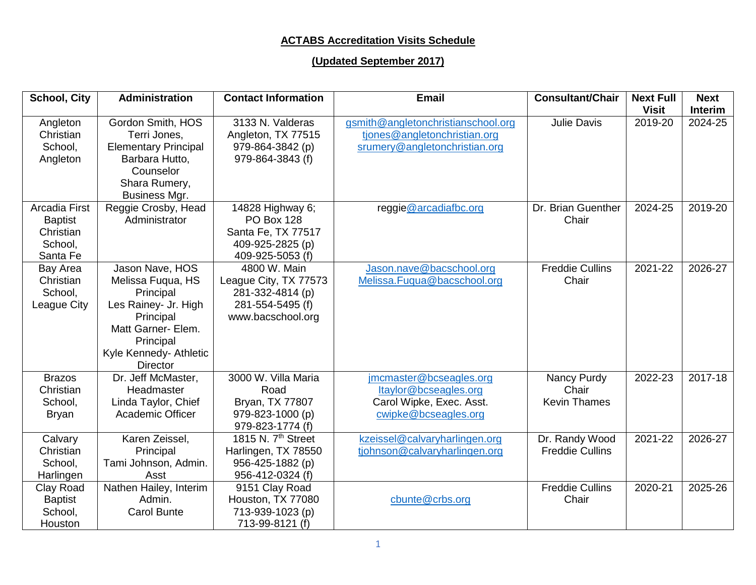**ACTABS Accreditation Visits Schedule**

**(Updated September 2017)**

| School, City | Administration | Contact Information | Email | Consultant/Chair | Next Full Visit | Next Interim |
|---|---|---|---|---|---|---|
| Angleton Christian School, Angleton | Gordon Smith, HOS<br>Terri Jones, Elementary Principal<br>Barbara Hutto, Counselor<br>Shara Rumery, Business Mgr. | 3133 N. Valderas<br>Angleton, TX 77515<br>979-864-3842 (p)<br>979-864-3843 (f) | gsmith@angletonchristianschool.org<br>tjones@angletonchristian.org<br>srumery@angletonchristian.org | Julie Davis | 2019-20 | 2024-25 |
| Arcadia First Baptist Christian School, Santa Fe | Reggie Crosby, Head Administrator | 14828 Highway 6;<br>PO Box 128<br>Santa Fe, TX 77517<br>409-925-2825 (p)<br>409-925-5053 (f) | reggie@arcadiafbc.org | Dr. Brian Guenther<br>Chair | 2024-25 | 2019-20 |
| Bay Area Christian School, League City | Jason Nave, HOS<br>Melissa Fuqua, HS Principal<br>Les Rainey- Jr. High Principal<br>Matt Garner- Elem. Principal<br>Kyle Kennedy- Athletic Director | 4800 W. Main<br>League City, TX 77573<br>281-332-4814 (p)<br>281-554-5495 (f)<br>www.bacschool.org | Jason.nave@bacschool.org<br>Melissa.Fuqua@bacschool.org | Freddie Cullins<br>Chair | 2021-22 | 2026-27 |
| Brazos Christian School, Bryan | Dr. Jeff McMaster, Headmaster<br>Linda Taylor, Chief Academic Officer | 3000 W. Villa Maria Road<br>Bryan, TX 77807<br>979-823-1000 (p)<br>979-823-1774 (f) | jmcmaster@bcseagles.org<br>ltaylor@bcseagles.org<br>Carol Wipke, Exec. Asst.<br>cwipke@bcseagles.org | Nancy Purdy<br>Chair<br>Kevin Thames | 2022-23 | 2017-18 |
| Calvary Christian School, Harlingen | Karen Zeissel, Principal<br>Tami Johnson, Admin. Asst | 1815 N. 7th Street<br>Harlingen, TX 78550<br>956-425-1882 (p)<br>956-412-0324 (f) | kzeissel@calvaryharlingen.org<br>tjohnson@calvaryharlingen.org | Dr. Randy Wood<br>Freddie Cullins | 2021-22 | 2026-27 |
| Clay Road Baptist School, Houston | Nathen Hailey, Interim Admin.<br>Carol Bunte | 9151 Clay Road<br>Houston, TX 77080<br>713-939-1023 (p)<br>713-99-8121 (f) | cbunte@crbs.org | Freddie Cullins<br>Chair | 2020-21 | 2025-26 |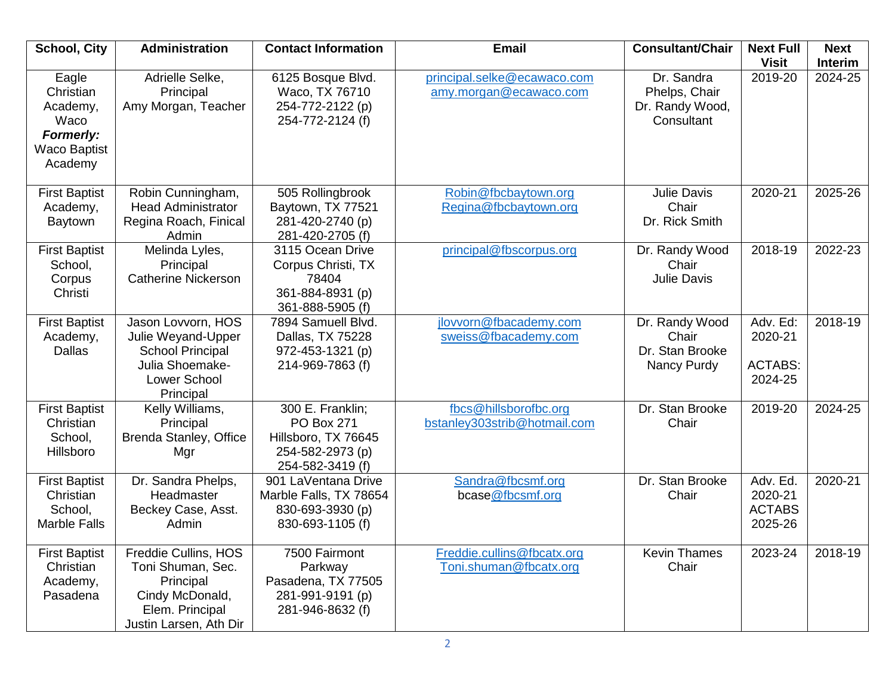| School, City | Administration | Contact Information | Email | Consultant/Chair | Next Full Visit | Next Interim |
|---|---|---|---|---|---|---|
| Eagle Christian Academy, Waco ***Formerly:*** Waco Baptist Academy | Adrielle Selke, Principal<br>Amy Morgan, Teacher | 6125 Bosque Blvd.<br>Waco, TX 76710<br>254-772-2122 (p)<br>254-772-2124 (f) | principal.selke@ecawaco.com<br>amy.morgan@ecawaco.com | Dr. Sandra Phelps, Chair<br>Dr. Randy Wood, Consultant | 2019-20 | 2024-25 |
| First Baptist Academy, Baytown | Robin Cunningham, Head Administrator<br>Regina Roach, Finical Admin | 505 Rollingbrook<br>Baytown, TX 77521<br>281-420-2740 (p)<br>281-420-2705 (f) | Robin@fbcbaytown.org<br>Regina@fbcbaytown.org | Julie Davis Chair<br>Dr. Rick Smith | 2020-21 | 2025-26 |
| First Baptist School, Corpus Christi | Melinda Lyles, Principal<br>Catherine Nickerson | 3115 Ocean Drive<br>Corpus Christi, TX 78404<br>361-884-8931 (p)<br>361-888-5905 (f) | principal@fbscorpus.org | Dr. Randy Wood Chair<br>Julie Davis | 2018-19 | 2022-23 |
| First Baptist Academy, Dallas | Jason Lovvorn, HOS<br>Julie Weyand-Upper School Principal<br>Julia Shoemake-Lower School Principal | 7894 Samuell Blvd.<br>Dallas, TX 75228<br>972-453-1321 (p)<br>214-969-7863 (f) | jlovvorn@fbacademy.com<br>sweiss@fbacademy.com | Dr. Randy Wood Chair<br>Dr. Stan Brooke<br>Nancy Purdy | Adv. Ed: 2020-21<br><br>ACTABS: 2024-25 | 2018-19 |
| First Baptist Christian School, Hillsboro | Kelly Williams, Principal<br>Brenda Stanley, Office Mgr | 300 E. Franklin;<br>PO Box 271<br>Hillsboro, TX 76645<br>254-582-2973 (p)<br>254-582-3419 (f) | fbcs@hillsborofbc.org<br>bstanley303strib@hotmail.com | Dr. Stan Brooke Chair | 2019-20 | 2024-25 |
| First Baptist Christian School, Marble Falls | Dr. Sandra Phelps, Headmaster<br>Beckey Case, Asst. Admin | 901 LaVentana Drive<br>Marble Falls, TX 78654<br>830-693-3930 (p)<br>830-693-1105 (f) | Sandra@fbcsmf.org<br>bcase@fbcsmf.org | Dr. Stan Brooke Chair | Adv. Ed. 2020-21<br>ACTABS 2025-26 | 2020-21 |
| First Baptist Christian Academy, Pasadena | Freddie Cullins, HOS<br>Toni Shuman, Sec. Principal<br>Cindy McDonald, Elem. Principal<br>Justin Larsen, Ath Dir | 7500 Fairmont Parkway<br>Pasadena, TX 77505<br>281-991-9191 (p)<br>281-946-8632 (f) | Freddie.cullins@fbcatx.org<br>Toni.shuman@fbcatx.org | Kevin Thames Chair | 2023-24 | 2018-19 |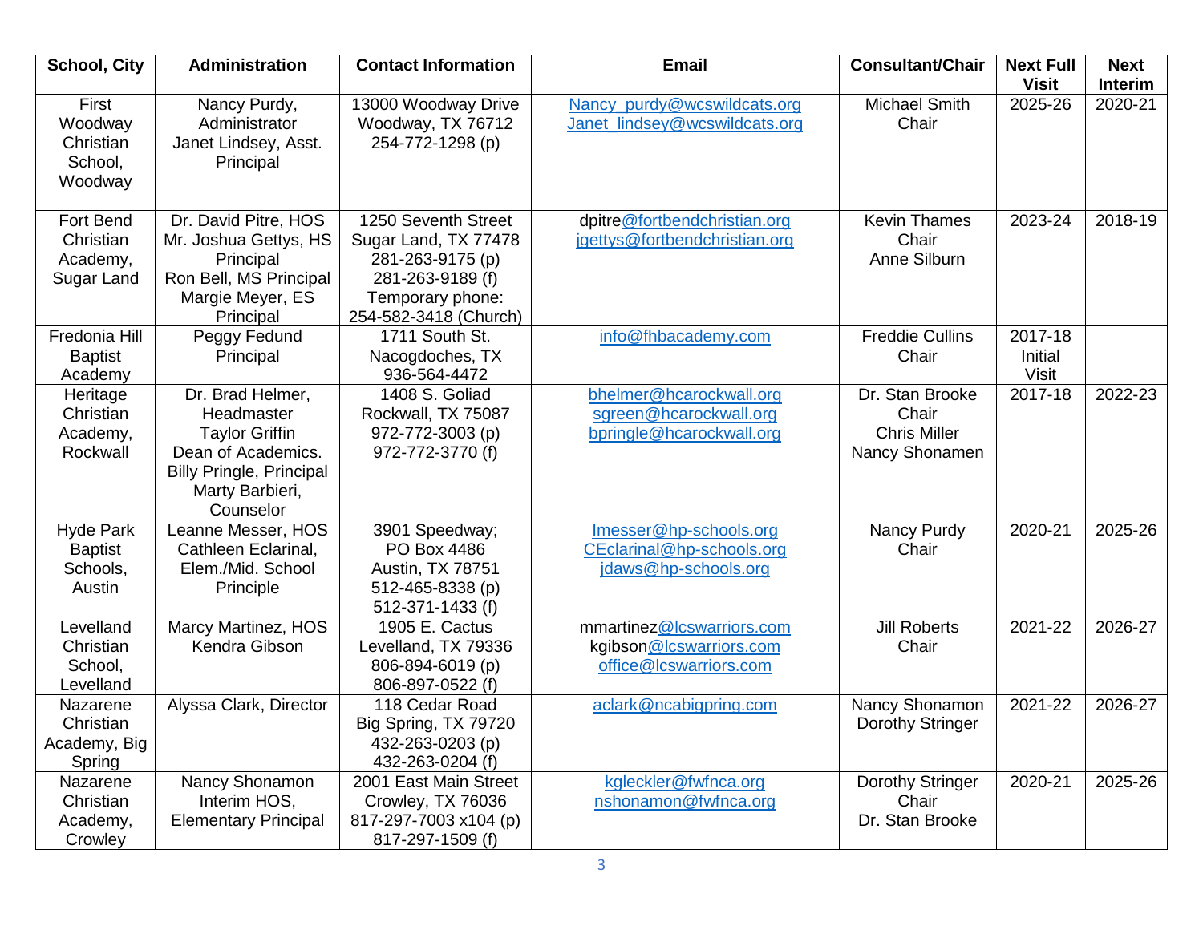| School, City | Administration | Contact Information | Email | Consultant/Chair | Next Full Visit | Next Interim |
|---|---|---|---|---|---|---|
| First Woodway Christian School, Woodway | Nancy Purdy, Administrator<br>Janet Lindsey, Asst. Principal | 13000 Woodway Drive<br>Woodway, TX 76712<br>254-772-1298 (p) | Nancy_purdy@wcswildcats.org<br>Janet_lindsey@wcswildcats.org | Michael Smith<br>Chair | 2025-26 | 2020-21 |
| Fort Bend Christian Academy, Sugar Land | Dr. David Pitre, HOS<br>Mr. Joshua Gettys, HS Principal<br>Ron Bell, MS Principal<br>Margie Meyer, ES Principal | 1250 Seventh Street<br>Sugar Land, TX 77478<br>281-263-9175 (p)<br>281-263-9189 (f)<br>Temporary phone:<br>254-582-3418 (Church) | dpitre@fortbendchristian.org<br>jgettys@fortbendchristian.org | Kevin Thames<br>Chair<br>Anne Silburn | 2023-24 | 2018-19 |
| Fredonia Hill Baptist Academy | Peggy Fedund<br>Principal | 1711 South St.<br>Nacogdoches, TX<br>936-564-4472 | info@fhbacademy.com | Freddie Cullins<br>Chair | 2017-18<br>Initial Visit | |
| Heritage Christian Academy, Rockwall | Dr. Brad Helmer, Headmaster<br>Taylor Griffin<br>Dean of Academics.<br>Billy Pringle, Principal<br>Marty Barbieri, Counselor | 1408 S. Goliad<br>Rockwall, TX 75087<br>972-772-3003 (p)<br>972-772-3770 (f) | bhelmer@hcarockwall.org<br>sgreen@hcarockwall.org<br>bpringle@hcarockwall.org | Dr. Stan Brooke<br>Chair<br>Chris Miller<br>Nancy Shonamen | 2017-18 | 2022-23 |
| Hyde Park Baptist Schools, Austin | Leanne Messer, HOS<br>Cathleen Eclarinal, Elem./Mid. School Principle | 3901 Speedway;<br>PO Box 4486<br>Austin, TX 78751<br>512-465-8338 (p)<br>512-371-1433 (f) | lmesser@hp-schools.org<br>CEclarinal@hp-schools.org<br>jdaws@hp-schools.org | Nancy Purdy<br>Chair | 2020-21 | 2025-26 |
| Levelland Christian School, Levelland | Marcy Martinez, HOS<br>Kendra Gibson | 1905 E. Cactus<br>Levelland, TX 79336<br>806-894-6019 (p)<br>806-897-0522 (f) | mmartinez@lcswarriors.com<br>kgibson@lcswarriors.com<br>office@lcswarriors.com | Jill Roberts<br>Chair | 2021-22 | 2026-27 |
| Nazarene Christian Academy, Big Spring | Alyssa Clark, Director | 118 Cedar Road<br>Big Spring, TX 79720<br>432-263-0203 (p)<br>432-263-0204 (f) | aclark@ncabigpring.com | Nancy Shonamon<br>Dorothy Stringer | 2021-22 | 2026-27 |
| Nazarene Christian Academy, Crowley | Nancy Shonamon<br>Interim HOS,<br>Elementary Principal | 2001 East Main Street<br>Crowley, TX 76036<br>817-297-7003 x104 (p)<br>817-297-1509 (f) | kgleckler@fwfnca.org<br>nshonamon@fwfnca.org | Dorothy Stringer<br>Chair<br>Dr. Stan Brooke | 2020-21 | 2025-26 |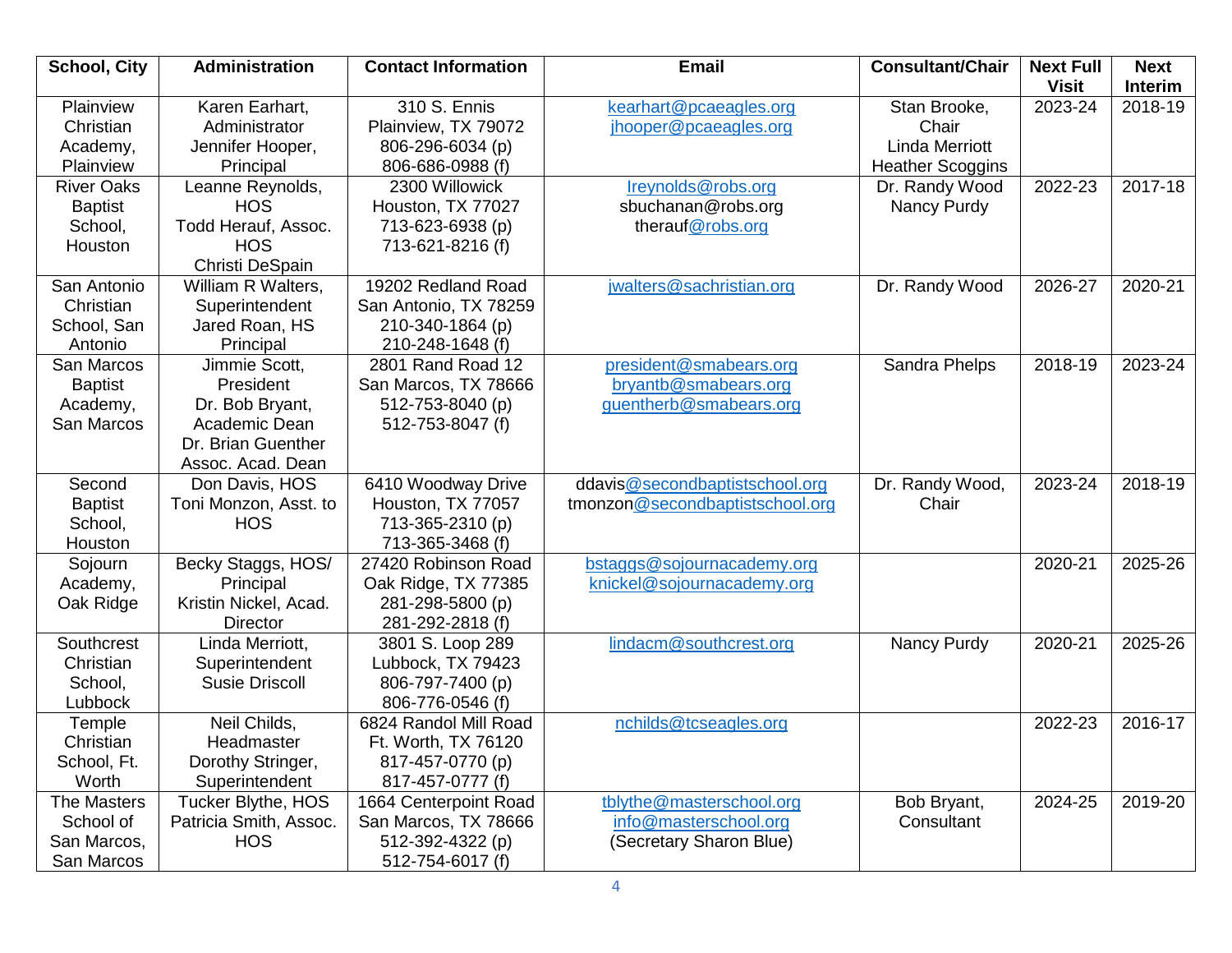| School, City | Administration | Contact Information | Email | Consultant/Chair | Next Full Visit | Next Interim |
|---|---|---|---|---|---|---|
| Plainview Christian Academy, Plainview | Karen Earhart, Administrator Jennifer Hooper, Principal | 310 S. Ennis Plainview, TX 79072 806-296-6034 (p) 806-686-0988 (f) | kearhart@pcaeagles.org jhooper@pcaeagles.org | Stan Brooke, Chair Linda Merriott Heather Scoggins | 2023-24 | 2018-19 |
| River Oaks Baptist School, Houston | Leanne Reynolds, HOS Todd Herauf, Assoc. HOS Christi DeSpain | 2300 Willowick Houston, TX 77027 713-623-6938 (p) 713-621-8216 (f) | lreynolds@robs.org sbuchanan@robs.org therauf@robs.org | Dr. Randy Wood Nancy Purdy | 2022-23 | 2017-18 |
| San Antonio Christian School, San Antonio | William R Walters, Superintendent Jared Roan, HS Principal | 19202 Redland Road San Antonio, TX 78259 210-340-1864 (p) 210-248-1648 (f) | jwalters@sachristian.org | Dr. Randy Wood | 2026-27 | 2020-21 |
| San Marcos Baptist Academy, San Marcos | Jimmie Scott, President Dr. Bob Bryant, Academic Dean Dr. Brian Guenther Assoc. Acad. Dean | 2801 Rand Road 12 San Marcos, TX 78666 512-753-8040 (p) 512-753-8047 (f) | president@smabears.org bryantb@smabears.org guentherb@smabears.org | Sandra Phelps | 2018-19 | 2023-24 |
| Second Baptist School, Houston | Don Davis, HOS Toni Monzon, Asst. to HOS | 6410 Woodway Drive Houston, TX 77057 713-365-2310 (p) 713-365-3468 (f) | ddavis@secondbaptistschool.org tmonzon@secondbaptistschool.org | Dr. Randy Wood, Chair | 2023-24 | 2018-19 |
| Sojourn Academy, Oak Ridge | Becky Staggs, HOS/ Principal Kristin Nickel, Acad. Director | 27420 Robinson Road Oak Ridge, TX 77385 281-298-5800 (p) 281-292-2818 (f) | bstaggs@sojournacademy.org knickel@sojournacademy.org | | 2020-21 | 2025-26 |
| Southcrest Christian School, Lubbock | Linda Merriott, Superintendent Susie Driscoll | 3801 S. Loop 289 Lubbock, TX 79423 806-797-7400 (p) 806-776-0546 (f) | lindacm@southcrest.org | Nancy Purdy | 2020-21 | 2025-26 |
| Temple Christian School, Ft. Worth | Neil Childs, Headmaster Dorothy Stringer, Superintendent | 6824 Randol Mill Road Ft. Worth, TX 76120 817-457-0770 (p) 817-457-0777 (f) | nchilds@tcseagles.org | | 2022-23 | 2016-17 |
| The Masters School of San Marcos, San Marcos | Tucker Blythe, HOS Patricia Smith, Assoc. HOS | 1664 Centerpoint Road San Marcos, TX 78666 512-392-4322 (p) 512-754-6017 (f) | tblythe@masterschool.org info@masterschool.org (Secretary Sharon Blue) | Bob Bryant, Consultant | 2024-25 | 2019-20 |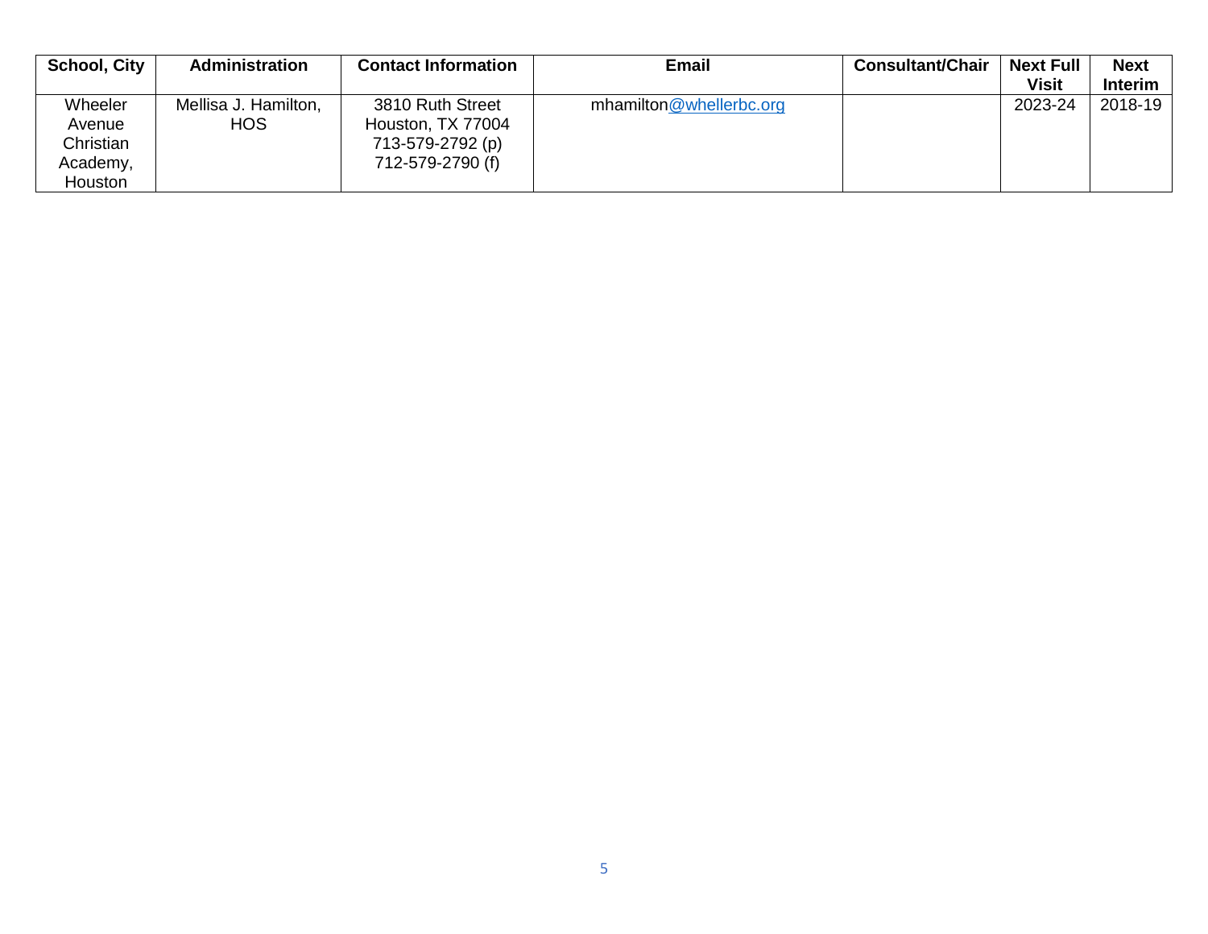| School, City | Administration | Contact Information | Email | Consultant/Chair | Next Full Visit | Next Interim |
|---|---|---|---|---|---|---|
| Wheeler Avenue Christian Academy, Houston | Mellisa J. Hamilton, HOS | 3810 Ruth Street Houston, TX 77004 713-579-2792 (p) 712-579-2790 (f) | mhamilton@whellerbc.org | | 2023-24 | 2018-19 |